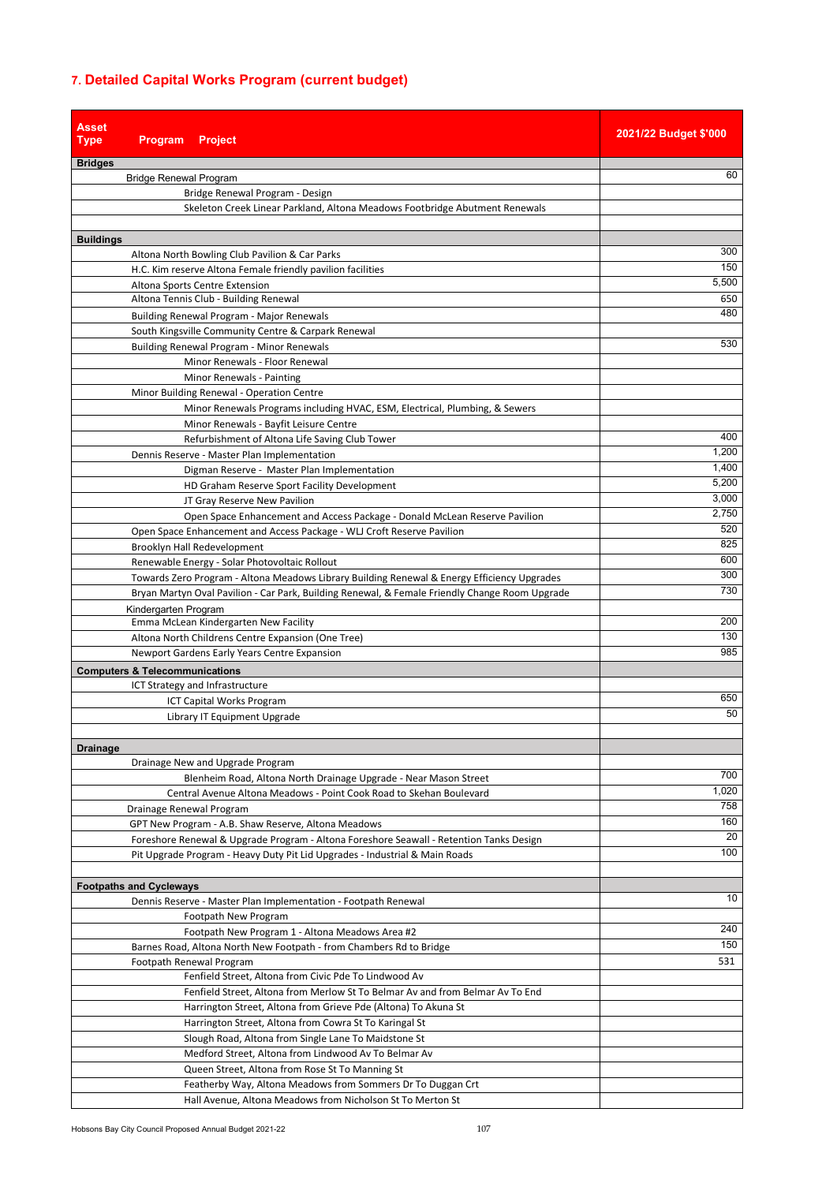## 7. Detailed Capital Works Program (current budget)

| Asset Type / Program / Project | 2021/22 Budget $'000 |
|---|---|
| **Bridges** | |
| Bridge Renewal Program | 60 |
| Bridge Renewal Program - Design | |
| Skeleton Creek Linear Parkland, Altona Meadows Footbridge Abutment Renewals | |
| | |
| **Buildings** | |
| Altona North Bowling Club Pavilion & Car Parks | 300 |
| H.C. Kim reserve Altona Female friendly pavilion facilities | 150 |
| Altona Sports Centre Extension | 5,500 |
| Altona Tennis Club - Building Renewal | 650 |
| Building Renewal Program - Major Renewals | 480 |
| South Kingsville Community Centre & Carpark Renewal | |
| Building Renewal Program - Minor Renewals | 530 |
| Minor Renewals - Floor Renewal | |
| Minor Renewals - Painting | |
| Minor Building Renewal - Operation Centre | |
| Minor Renewals Programs including HVAC, ESM, Electrical, Plumbing, & Sewers | |
| Minor Renewals - Bayfit Leisure Centre | |
| Refurbishment of Altona Life Saving Club Tower | 400 |
| Dennis Reserve - Master Plan Implementation | 1,200 |
| Digman Reserve - Master Plan Implementation | 1,400 |
| HD Graham Reserve Sport Facility Development | 5,200 |
| JT Gray Reserve New Pavilion | 3,000 |
| Open Space Enhancement and Access Package - Donald McLean Reserve Pavilion | 2,750 |
| Open Space Enhancement and Access Package - WLJ Croft Reserve Pavilion | 520 |
| Brooklyn Hall Redevelopment | 825 |
| Renewable Energy - Solar Photovoltaic Rollout | 600 |
| Towards Zero Program - Altona Meadows Library Building Renewal & Energy Efficiency Upgrades | 300 |
| Bryan Martyn Oval Pavilion - Car Park, Building Renewal, & Female Friendly Change Room Upgrade | 730 |
| Kindergarten Program | |
| Emma McLean Kindergarten New Facility | 200 |
| Altona North Childrens Centre Expansion (One Tree) | 130 |
| Newport Gardens Early Years Centre Expansion | 985 |
| **Computers & Telecommunications** | |
| ICT Strategy and Infrastructure | |
| ICT Capital Works Program | 650 |
| Library IT Equipment Upgrade | 50 |
| | |
| **Drainage** | |
| Drainage New and Upgrade Program | |
| Blenheim Road, Altona North Drainage Upgrade - Near Mason Street | 700 |
| Central Avenue Altona Meadows - Point Cook Road to Skehan Boulevard | 1,020 |
| Drainage Renewal Program | 758 |
| GPT New Program - A.B. Shaw Reserve, Altona Meadows | 160 |
| Foreshore Renewal & Upgrade Program - Altona Foreshore Seawall - Retention Tanks Design | 20 |
| Pit Upgrade Program - Heavy Duty Pit Lid Upgrades - Industrial & Main Roads | 100 |
| | |
| **Footpaths and Cycleways** | |
| Dennis Reserve - Master Plan Implementation - Footpath Renewal | 10 |
| Footpath New Program | |
| Footpath New Program 1 - Altona Meadows Area #2 | 240 |
| Barnes Road, Altona North New Footpath - from Chambers Rd to Bridge | 150 |
| Footpath Renewal Program | 531 |
| Fenfield Street, Altona from Civic Pde To Lindwood Av | |
| Fenfield Street, Altona from Merlow St To Belmar Av and from Belmar Av To End | |
| Harrington Street, Altona from Grieve Pde (Altona) To Akuna St | |
| Harrington Street, Altona from Cowra St To Karingal St | |
| Slough Road, Altona from Single Lane To Maidstone St | |
| Medford Street, Altona from Lindwood Av To Belmar Av | |
| Queen Street, Altona from Rose St To Manning St | |
| Featherby Way, Altona Meadows from Sommers Dr To Duggan Crt | |
| Hall Avenue, Altona Meadows from Nicholson St To Merton St | |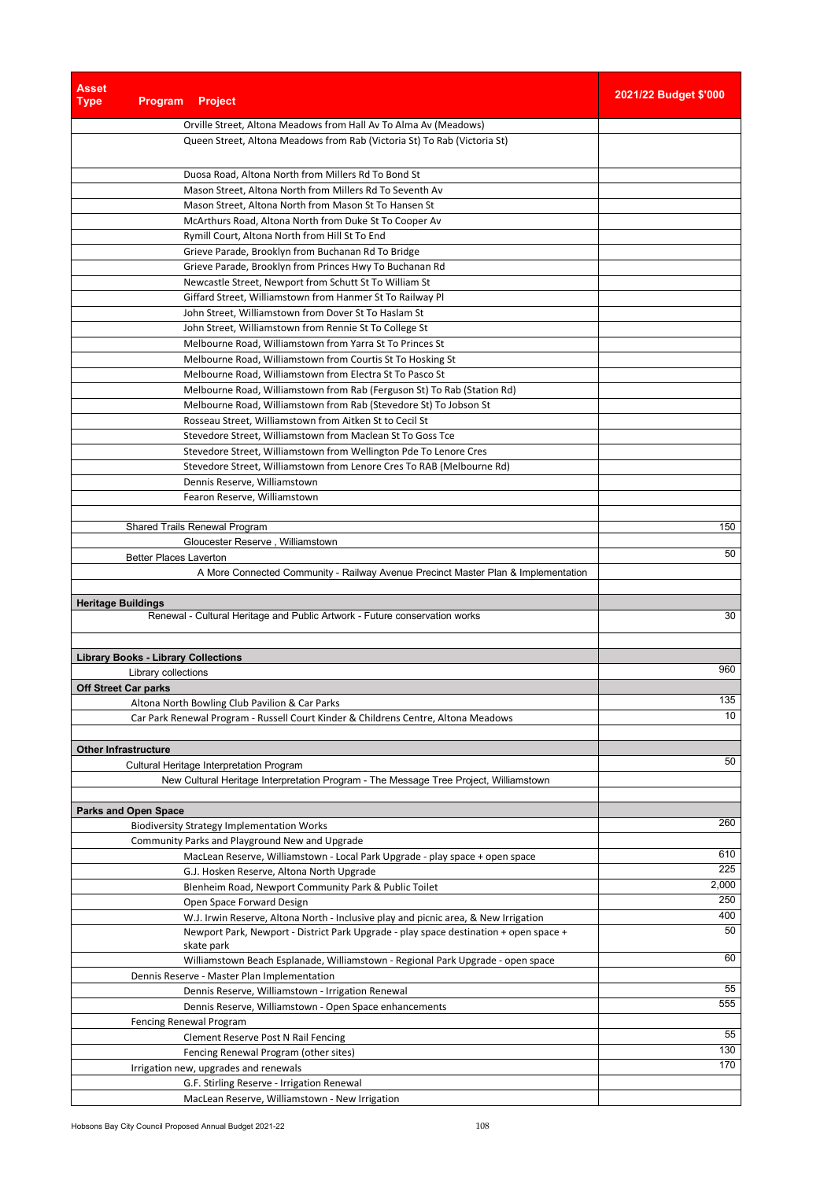| Asset Type | Program | Project | 2021/22 Budget $'000 |
|---|---|---|---|
| | | Orville Street, Altona Meadows from Hall Av To Alma Av (Meadows) | |
| | | Queen Street, Altona Meadows from Rab (Victoria St) To Rab (Victoria St) | |
| | | Duosa Road, Altona North from Millers Rd To Bond St | |
| | | Mason Street, Altona North from Millers Rd To Seventh Av | |
| | | Mason Street, Altona North from Mason St To Hansen St | |
| | | McArthurs Road, Altona North from Duke St To Cooper Av | |
| | | Rymill Court, Altona North from Hill St To End | |
| | | Grieve Parade, Brooklyn from Buchanan Rd To Bridge | |
| | | Grieve Parade, Brooklyn from Princes Hwy To Buchanan Rd | |
| | | Newcastle Street, Newport from Schutt St To William St | |
| | | Giffard Street, Williamstown from Hanmer St To Railway Pl | |
| | | John Street, Williamstown from Dover St To Haslam St | |
| | | John Street, Williamstown from Rennie St To College St | |
| | | Melbourne Road, Williamstown from Yarra St To Princes St | |
| | | Melbourne Road, Williamstown from Courtis St To Hosking St | |
| | | Melbourne Road, Williamstown from Electra St To Pasco St | |
| | | Melbourne Road, Williamstown from Rab (Ferguson St) To Rab (Station Rd) | |
| | | Melbourne Road, Williamstown from Rab (Stevedore St) To Jobson St | |
| | | Rosseau Street, Williamstown from Aitken St to Cecil St | |
| | | Stevedore Street, Williamstown from Maclean St To Goss Tce | |
| | | Stevedore Street, Williamstown from Wellington Pde To Lenore Cres | |
| | | Stevedore Street, Williamstown from Lenore Cres To RAB (Melbourne Rd) | |
| | | Dennis Reserve, Williamstown | |
| | | Fearon Reserve, Williamstown | |
| | Shared Trails Renewal Program | | 150 |
| | | Gloucester Reserve , Williamstown | |
| | Better Places Laverton | | 50 |
| | | A More Connected Community - Railway Avenue Precinct Master Plan & Implementation | |
| **Heritage Buildings** | | | |
| | | Renewal - Cultural Heritage and Public Artwork - Future conservation works | 30 |
| **Library Books - Library Collections** | | | |
| | Library collections | | 960 |
| **Off Street Car parks** | | | |
| | Altona North Bowling Club Pavilion & Car Parks | | 135 |
| | Car Park Renewal Program - Russell Court Kinder & Childrens Centre, Altona Meadows | | 10 |
| **Other Infrastructure** | | | |
| | Cultural Heritage Interpretation Program | | 50 |
| | | New Cultural Heritage Interpretation Program - The Message Tree Project, Williamstown | |
| **Parks and Open Space** | | | |
| | Biodiversity Strategy Implementation Works | | 260 |
| | Community Parks and Playground New and Upgrade | | |
| | | MacLean Reserve, Williamstown - Local Park Upgrade - play space + open space | 610 |
| | | G.J. Hosken Reserve, Altona North Upgrade | 225 |
| | | Blenheim Road, Newport Community Park & Public Toilet | 2,000 |
| | | Open Space Forward Design | 250 |
| | | W.J. Irwin Reserve, Altona North - Inclusive play and picnic area, & New Irrigation | 400 |
| | | Newport Park, Newport - District Park Upgrade - play space destination + open space + skate park | 50 |
| | | Williamstown Beach Esplanade, Williamstown - Regional Park Upgrade - open space | 60 |
| | Dennis Reserve - Master Plan Implementation | | |
| | | Dennis Reserve, Williamstown - Irrigation Renewal | 55 |
| | | Dennis Reserve, Williamstown - Open Space enhancements | 555 |
| | Fencing Renewal Program | | |
| | | Clement Reserve Post N Rail Fencing | 55 |
| | | Fencing Renewal Program (other sites) | 130 |
| | Irrigation new, upgrades and renewals | | 170 |
| | | G.F. Stirling Reserve - Irrigation Renewal | |
| | | MacLean Reserve, Williamstown - New Irrigation | |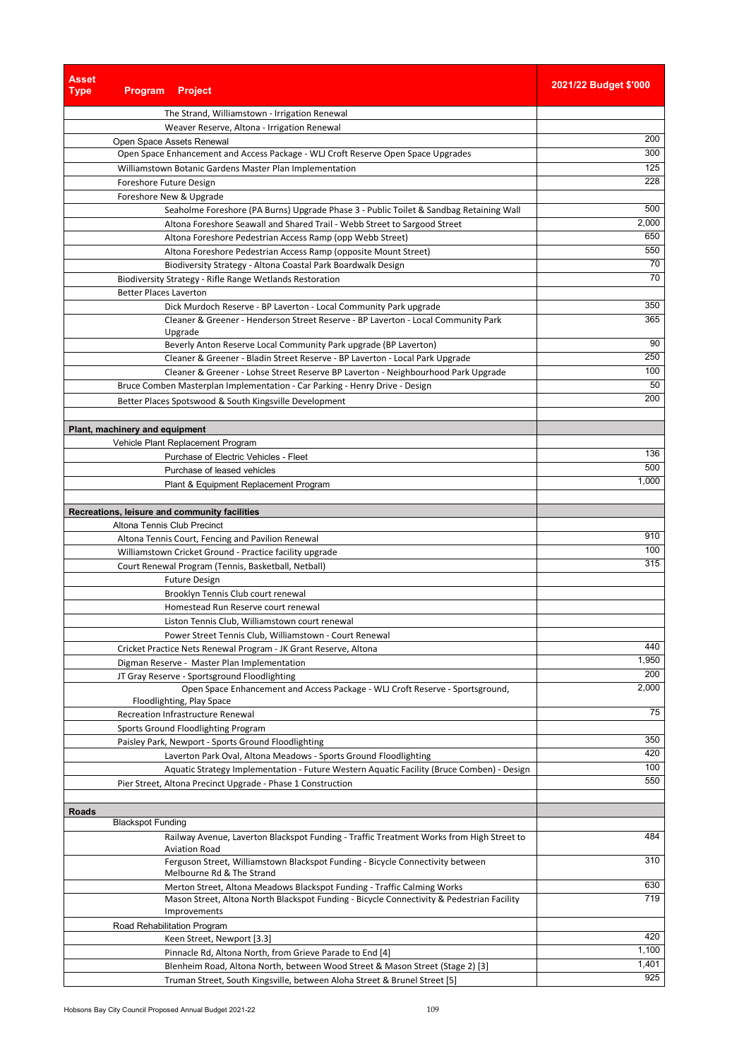| Asset Type | Program | Project | 2021/22 Budget $'000 |
|---|---|---|---|
| | | The Strand, Williamstown - Irrigation Renewal | |
| | | Weaver Reserve, Altona - Irrigation Renewal | |
| | Open Space Assets Renewal | | 200 |
| | Open Space Enhancement and Access Package - WLJ Croft Reserve Open Space Upgrades | | 300 |
| | Williamstown Botanic Gardens Master Plan Implementation | | 125 |
| | Foreshore Future Design | | 228 |
| | Foreshore New & Upgrade | | |
| | | Seaholme Foreshore (PA Burns) Upgrade Phase 3 - Public Toilet & Sandbag Retaining Wall | 500 |
| | | Altona Foreshore Seawall and Shared Trail - Webb Street to Sargood Street | 2,000 |
| | | Altona Foreshore Pedestrian Access Ramp (opp Webb Street) | 650 |
| | | Altona Foreshore Pedestrian Access Ramp (opposite Mount Street) | 550 |
| | | Biodiversity Strategy - Altona Coastal Park Boardwalk Design | 70 |
| | Biodiversity Strategy - Rifle Range Wetlands Restoration | | 70 |
| | Better Places Laverton | | |
| | | Dick Murdoch Reserve - BP Laverton - Local Community Park upgrade | 350 |
| | | Cleaner & Greener - Henderson Street Reserve - BP Laverton - Local Community Park Upgrade | 365 |
| | | Beverly Anton Reserve Local Community Park upgrade (BP Laverton) | 90 |
| | | Cleaner & Greener - Bladin Street Reserve - BP Laverton - Local Park Upgrade | 250 |
| | | Cleaner & Greener - Lohse Street Reserve BP Laverton - Neighbourhood Park Upgrade | 100 |
| | Bruce Comben Masterplan Implementation - Car Parking - Henry Drive - Design | | 50 |
| | Better Places Spotswood & South Kingsville Development | | 200 |
| | | | |
| **Plant, machinery and equipment** | | | |
| | Vehicle Plant Replacement Program | | |
| | | Purchase of Electric Vehicles - Fleet | 136 |
| | | Purchase of leased vehicles | 500 |
| | | Plant & Equipment Replacement Program | 1,000 |
| | | | |
| **Recreations, leisure and community facilities** | | | |
| | Altona Tennis Club Precinct | | |
| | Altona Tennis Court, Fencing and Pavilion Renewal | | 910 |
| | Williamstown Cricket Ground - Practice facility upgrade | | 100 |
| | Court Renewal Program (Tennis, Basketball, Netball) | | 315 |
| | | Future Design | |
| | | Brooklyn Tennis Club court renewal | |
| | | Homestead Run Reserve court renewal | |
| | | Liston Tennis Club, Williamstown court renewal | |
| | | Power Street Tennis Club, Williamstown - Court Renewal | |
| | Cricket Practice Nets Renewal Program - JK Grant Reserve, Altona | | 440 |
| | Digman Reserve - Master Plan Implementation | | 1,950 |
| | JT Gray Reserve - Sportsground Floodlighting | | 200 |
| | Open Space Enhancement and Access Package - WLJ Croft Reserve - Sportsground, Floodlighting, Play Space | | 2,000 |
| | Recreation Infrastructure Renewal | | 75 |
| | Sports Ground Floodlighting Program | | |
| | Paisley Park, Newport - Sports Ground Floodlighting | | 350 |
| | | Laverton Park Oval, Altona Meadows - Sports Ground Floodlighting | 420 |
| | | Aquatic Strategy Implementation - Future Western Aquatic Facility (Bruce Comben) - Design | 100 |
| | Pier Street, Altona Precinct Upgrade - Phase 1 Construction | | 550 |
| | | | |
| **Roads** | | | |
| | Blackspot Funding | | |
| | | Railway Avenue, Laverton Blackspot Funding - Traffic Treatment Works from High Street to Aviation Road | 484 |
| | | Ferguson Street, Williamstown Blackspot Funding - Bicycle Connectivity between Melbourne Rd & The Strand | 310 |
| | | Merton Street, Altona Meadows Blackspot Funding - Traffic Calming Works | 630 |
| | | Mason Street, Altona North Blackspot Funding - Bicycle Connectivity & Pedestrian Facility Improvements | 719 |
| | Road Rehabilitation Program | | |
| | | Keen Street, Newport [3.3] | 420 |
| | | Pinnacle Rd, Altona North, from Grieve Parade to End [4] | 1,100 |
| | | Blenheim Road, Altona North, between Wood Street & Mason Street (Stage 2) [3] | 1,401 |
| | | Truman Street, South Kingsville, between Aloha Street & Brunel Street [5] | 925 |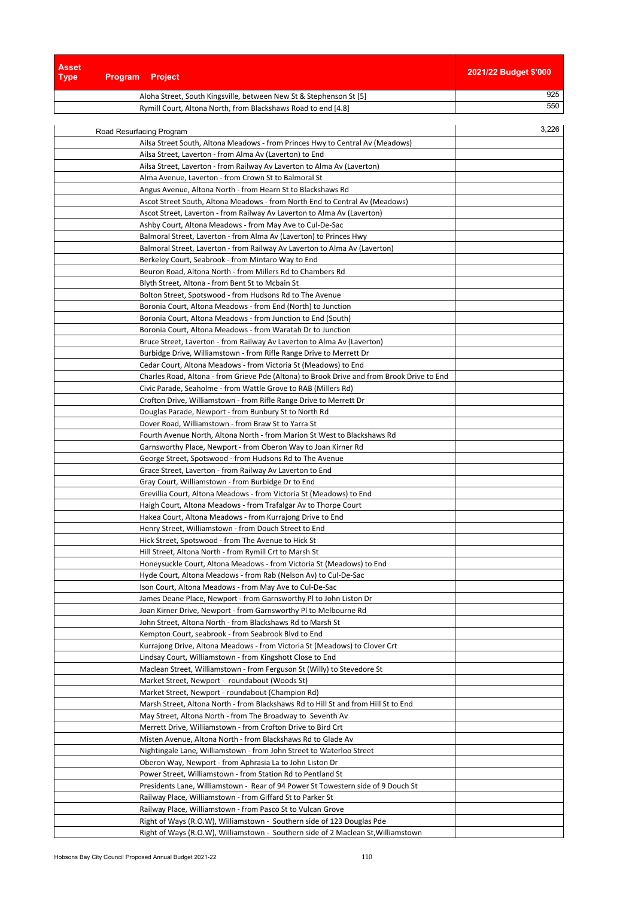| Asset Type | Program | Project | 2021/22 Budget $'000 |
|---|---|---|---|
| | | Aloha Street, South Kingsville, between New St & Stephenson St [5] | 925 |
| | | Rymill Court, Altona North, from Blackshaws Road to end [4.8] | 550 |
| | Road Resurfacing Program | | 3,226 |
| | | Ailsa Street South, Altona Meadows - from Princes Hwy to Central Av (Meadows) | |
| | | Ailsa Street, Laverton - from Alma Av (Laverton) to End | |
| | | Ailsa Street, Laverton - from Railway Av Laverton to Alma Av (Laverton) | |
| | | Alma Avenue, Laverton - from Crown St to Balmoral St | |
| | | Angus Avenue, Altona North - from Hearn St to Blackshaws Rd | |
| | | Ascot Street South, Altona Meadows - from North End to Central Av (Meadows) | |
| | | Ascot Street, Laverton - from Railway Av Laverton to Alma Av (Laverton) | |
| | | Ashby Court, Altona Meadows - from May Ave to Cul-De-Sac | |
| | | Balmoral Street, Laverton - from Alma Av (Laverton) to Princes Hwy | |
| | | Balmoral Street, Laverton - from Railway Av Laverton to Alma Av (Laverton) | |
| | | Berkeley Court, Seabrook - from Mintaro Way to End | |
| | | Beuron Road, Altona North - from Millers Rd to Chambers Rd | |
| | | Blyth Street, Altona - from Bent St to Mcbain St | |
| | | Bolton Street, Spotswood - from Hudsons Rd to The Avenue | |
| | | Boronia Court, Altona Meadows - from End (North) to Junction | |
| | | Boronia Court, Altona Meadows - from Junction to End (South) | |
| | | Boronia Court, Altona Meadows - from Waratah Dr to Junction | |
| | | Bruce Street, Laverton - from Railway Av Laverton to Alma Av (Laverton) | |
| | | Burbidge Drive, Williamstown - from Rifle Range Drive to Merrett Dr | |
| | | Cedar Court, Altona Meadows - from Victoria St (Meadows) to End | |
| | | Charles Road, Altona - from Grieve Pde (Altona) to Brook Drive and from Brook Drive to End | |
| | | Civic Parade, Seaholme - from Wattle Grove to RAB (Millers Rd) | |
| | | Crofton Drive, Williamstown - from Rifle Range Drive to Merrett Dr | |
| | | Douglas Parade, Newport - from Bunbury St to North Rd | |
| | | Dover Road, Williamstown - from Braw St to Yarra St | |
| | | Fourth Avenue North, Altona North - from Marion St West to Blackshaws Rd | |
| | | Garnsworthy Place, Newport - from Oberon Way to Joan Kirner Rd | |
| | | George Street, Spotswood - from Hudsons Rd to The Avenue | |
| | | Grace Street, Laverton - from Railway Av Laverton to End | |
| | | Gray Court, Williamstown - from Burbidge Dr to End | |
| | | Grevillia Court, Altona Meadows - from Victoria St (Meadows) to End | |
| | | Haigh Court, Altona Meadows - from Trafalgar Av to Thorpe Court | |
| | | Hakea Court, Altona Meadows - from Kurrajong Drive to End | |
| | | Henry Street, Williamstown - from Douch Street to End | |
| | | Hick Street, Spotswood - from The Avenue to Hick St | |
| | | Hill Street, Altona North - from Rymill Crt to Marsh St | |
| | | Honeysuckle Court, Altona Meadows - from Victoria St (Meadows) to End | |
| | | Hyde Court, Altona Meadows - from Rab (Nelson Av) to Cul-De-Sac | |
| | | Ison Court, Altona Meadows - from May Ave to Cul-De-Sac | |
| | | James Deane Place, Newport - from Garnsworthy Pl to John Liston Dr | |
| | | Joan Kirner Drive, Newport - from Garnsworthy Pl to Melbourne Rd | |
| | | John Street, Altona North - from Blackshaws Rd to Marsh St | |
| | | Kempton Court, seabrook - from Seabrook Blvd to End | |
| | | Kurrajong Drive, Altona Meadows - from Victoria St (Meadows) to Clover Crt | |
| | | Lindsay Court, Williamstown - from Kingshott Close to End | |
| | | Maclean Street, Williamstown - from Ferguson St (Willy) to Stevedore St | |
| | | Market Street, Newport - roundabout (Woods St) | |
| | | Market Street, Newport - roundabout (Champion Rd) | |
| | | Marsh Street, Altona North - from Blackshaws Rd to Hill St and from Hill St to End | |
| | | May Street, Altona North - from The Broadway to Seventh Av | |
| | | Merrett Drive, Williamstown - from Crofton Drive to Bird Crt | |
| | | Misten Avenue, Altona North - from Blackshaws Rd to Glade Av | |
| | | Nightingale Lane, Williamstown - from John Street to Waterloo Street | |
| | | Oberon Way, Newport - from Aphrasia La to John Liston Dr | |
| | | Power Street, Williamstown - from Station Rd to Pentland St | |
| | | Presidents Lane, Williamstown - Rear of 94 Power St Towestern side of 9 Douch St | |
| | | Railway Place, Williamstown - from Giffard St to Parker St | |
| | | Railway Place, Williamstown - from Pasco St to Vulcan Grove | |
| | | Right of Ways (R.O.W), Williamstown - Southern side of 123 Douglas Pde | |
| | | Right of Ways (R.O.W), Williamstown - Southern side of 2 Maclean St,Williamstown | |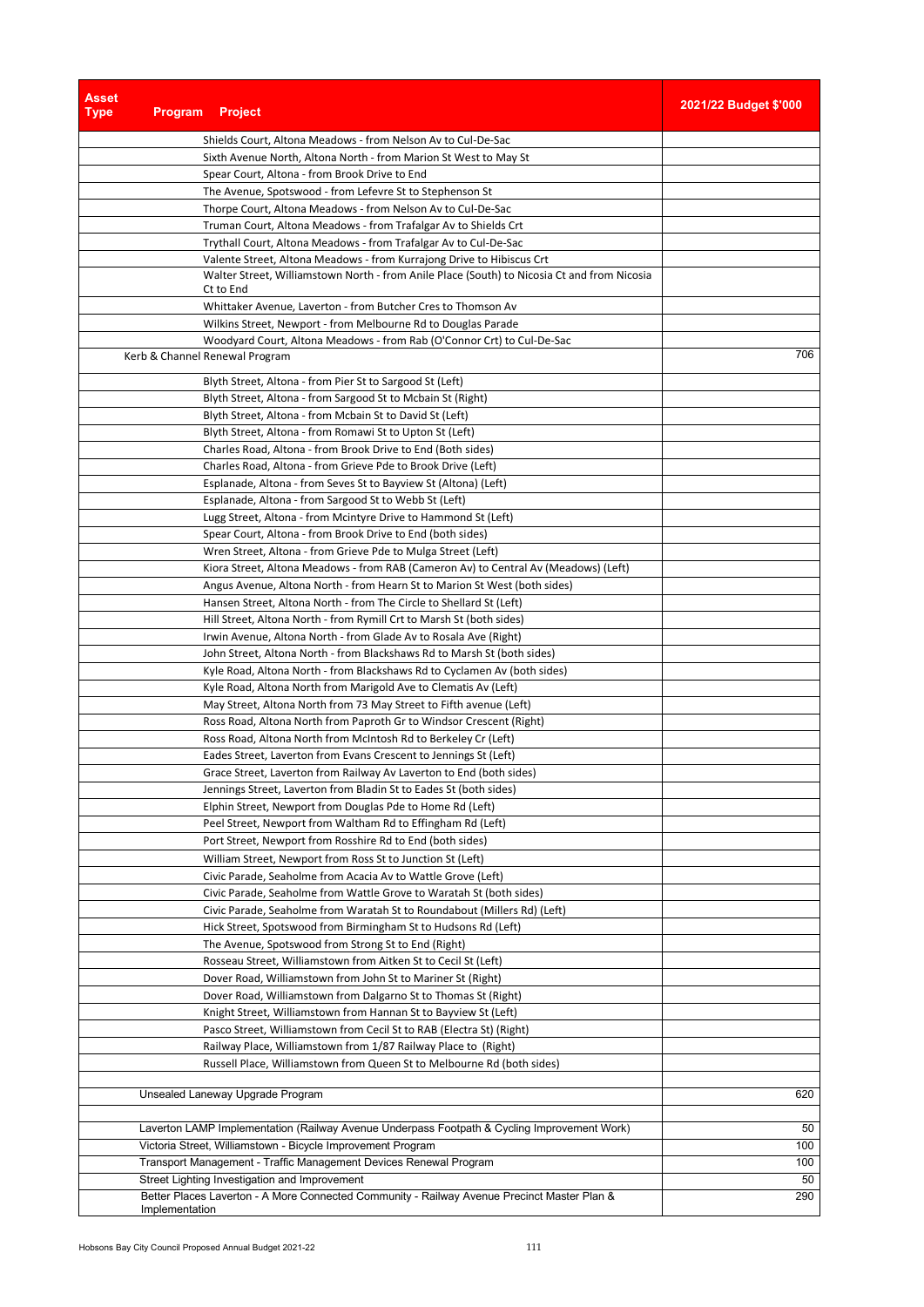| Asset Type | Program | Project | 2021/22 Budget $'000 |
|---|---|---|---|
| | | Shields Court, Altona Meadows - from Nelson Av to Cul-De-Sac | |
| | | Sixth Avenue North, Altona North - from Marion St West to May St | |
| | | Spear Court, Altona - from Brook Drive to End | |
| | | The Avenue, Spotswood - from Lefevre St to Stephenson St | |
| | | Thorpe Court, Altona Meadows - from Nelson Av to Cul-De-Sac | |
| | | Truman Court, Altona Meadows - from Trafalgar Av to Shields Crt | |
| | | Trythall Court, Altona Meadows - from Trafalgar Av to Cul-De-Sac | |
| | | Valente Street, Altona Meadows - from Kurrajong Drive to Hibiscus Crt | |
| | | Walter Street, Williamstown North - from Anile Place (South) to Nicosia Ct and from Nicosia Ct to End | |
| | | Whittaker Avenue, Laverton - from Butcher Cres to Thomson Av | |
| | | Wilkins Street, Newport - from Melbourne Rd to Douglas Parade | |
| | | Woodyard Court, Altona Meadows - from Rab (O'Connor Crt) to Cul-De-Sac | |
| | Kerb & Channel Renewal Program | | 706 |
| | | Blyth Street, Altona - from Pier St to Sargood St (Left) | |
| | | Blyth Street, Altona - from Sargood St to Mcbain St (Right) | |
| | | Blyth Street, Altona - from Mcbain St to David St (Left) | |
| | | Blyth Street, Altona - from Romawi St to Upton St (Left) | |
| | | Charles Road, Altona - from Brook Drive to End (Both sides) | |
| | | Charles Road, Altona - from Grieve Pde to Brook Drive (Left) | |
| | | Esplanade, Altona - from Seves St to Bayview St (Altona) (Left) | |
| | | Esplanade, Altona - from Sargood St to Webb St (Left) | |
| | | Lugg Street, Altona - from Mcintyre Drive to Hammond St (Left) | |
| | | Spear Court, Altona - from Brook Drive to End (both sides) | |
| | | Wren Street, Altona - from Grieve Pde to Mulga Street (Left) | |
| | | Kiora Street, Altona Meadows - from RAB (Cameron Av) to Central Av (Meadows) (Left) | |
| | | Angus Avenue, Altona North - from Hearn St to Marion St West (both sides) | |
| | | Hansen Street, Altona North - from The Circle to Shellard St (Left) | |
| | | Hill Street, Altona North - from Rymill Crt to Marsh St (both sides) | |
| | | Irwin Avenue, Altona North - from Glade Av to Rosala Ave (Right) | |
| | | John Street, Altona North - from Blackshaws Rd to Marsh St (both sides) | |
| | | Kyle Road, Altona North - from Blackshaws Rd to Cyclamen Av (both sides) | |
| | | Kyle Road, Altona North from Marigold Ave to Clematis Av (Left) | |
| | | May Street, Altona North from 73 May Street to Fifth avenue (Left) | |
| | | Ross Road, Altona North from Paproth Gr to Windsor Crescent (Right) | |
| | | Ross Road, Altona North from McIntosh Rd to Berkeley Cr (Left) | |
| | | Eades Street, Laverton from Evans Crescent to Jennings St (Left) | |
| | | Grace Street, Laverton from Railway Av Laverton to End (both sides) | |
| | | Jennings Street, Laverton from Bladin St to Eades St (both sides) | |
| | | Elphin Street, Newport from Douglas Pde to Home Rd (Left) | |
| | | Peel Street, Newport from Waltham Rd to Effingham Rd (Left) | |
| | | Port Street, Newport from Rosshire Rd to End (both sides) | |
| | | William Street, Newport from Ross St to Junction St (Left) | |
| | | Civic Parade, Seaholme from Acacia Av to Wattle Grove (Left) | |
| | | Civic Parade, Seaholme from Wattle Grove to Waratah St (both sides) | |
| | | Civic Parade, Seaholme from Waratah St to Roundabout (Millers Rd) (Left) | |
| | | Hick Street, Spotswood from Birmingham St to Hudsons Rd (Left) | |
| | | The Avenue, Spotswood from Strong St to End (Right) | |
| | | Rosseau Street, Williamstown from Aitken St to Cecil St (Left) | |
| | | Dover Road, Williamstown from John St to Mariner St (Right) | |
| | | Dover Road, Williamstown from Dalgarno St to Thomas St (Right) | |
| | | Knight Street, Williamstown from Hannan St to Bayview St (Left) | |
| | | Pasco Street, Williamstown from Cecil St to RAB (Electra St) (Right) | |
| | | Railway Place, Williamstown from 1/87 Railway Place to (Right) | |
| | | Russell Place, Williamstown from Queen St to Melbourne Rd (both sides) | |
| | | | |
| | Unsealed Laneway Upgrade Program | | 620 |
| | | | |
| | Laverton LAMP Implementation (Railway Avenue Underpass Footpath & Cycling Improvement Work) | | 50 |
| | Victoria Street, Williamstown - Bicycle Improvement Program | | 100 |
| | Transport Management - Traffic Management Devices Renewal Program | | 100 |
| | Street Lighting Investigation and Improvement | | 50 |
| | Better Places Laverton - A More Connected Community - Railway Avenue Precinct Master Plan & Implementation | | 290 |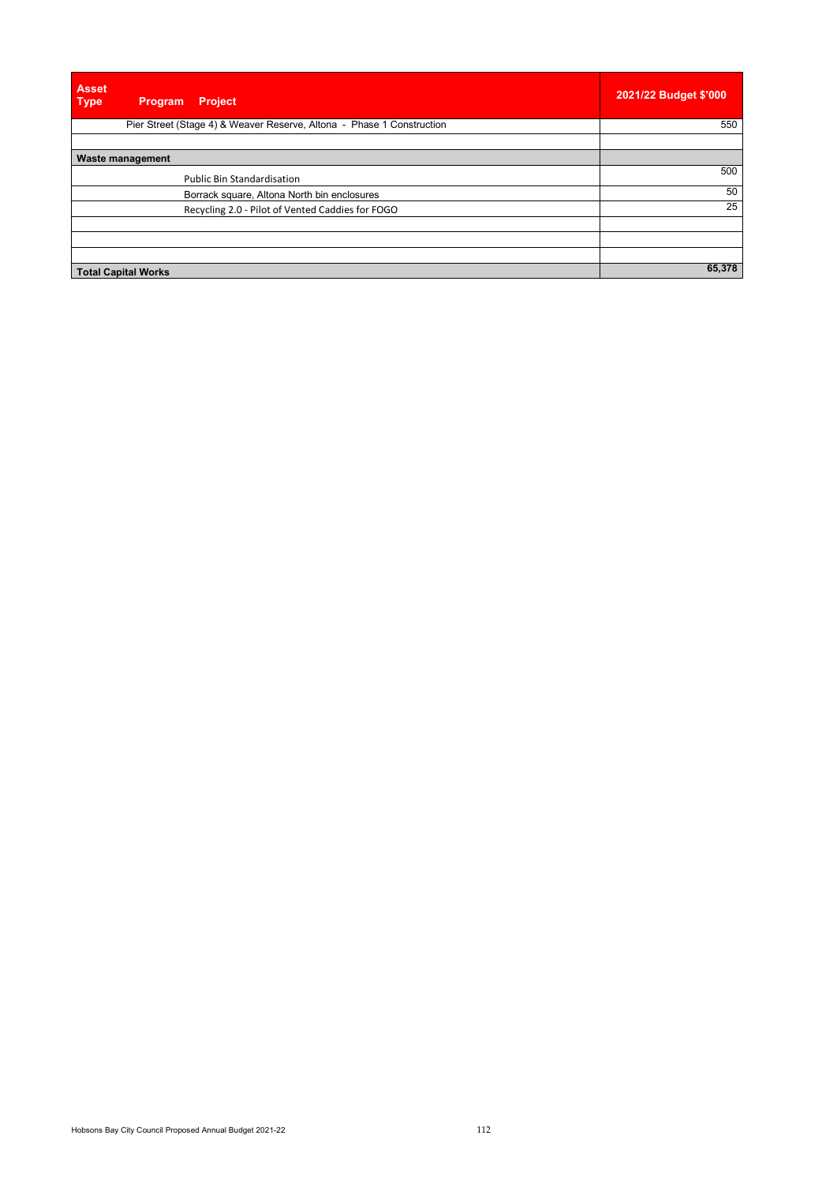| Asset Type | Program | Project | 2021/22 Budget $'000 |
|---|---|---|---|
| | Pier Street (Stage 4) & Weaver Reserve, Altona - Phase 1 Construction | | 550 |
| | | | |
| **Waste management** | | | |
| | | Public Bin Standardisation | 500 |
| | | Borrack square, Altona North bin enclosures | 50 |
| | | Recycling 2.0 - Pilot of Vented Caddies for FOGO | 25 |
| | | | |
| | | | |
| | | | |
| **Total Capital Works** | | | **65,378** |